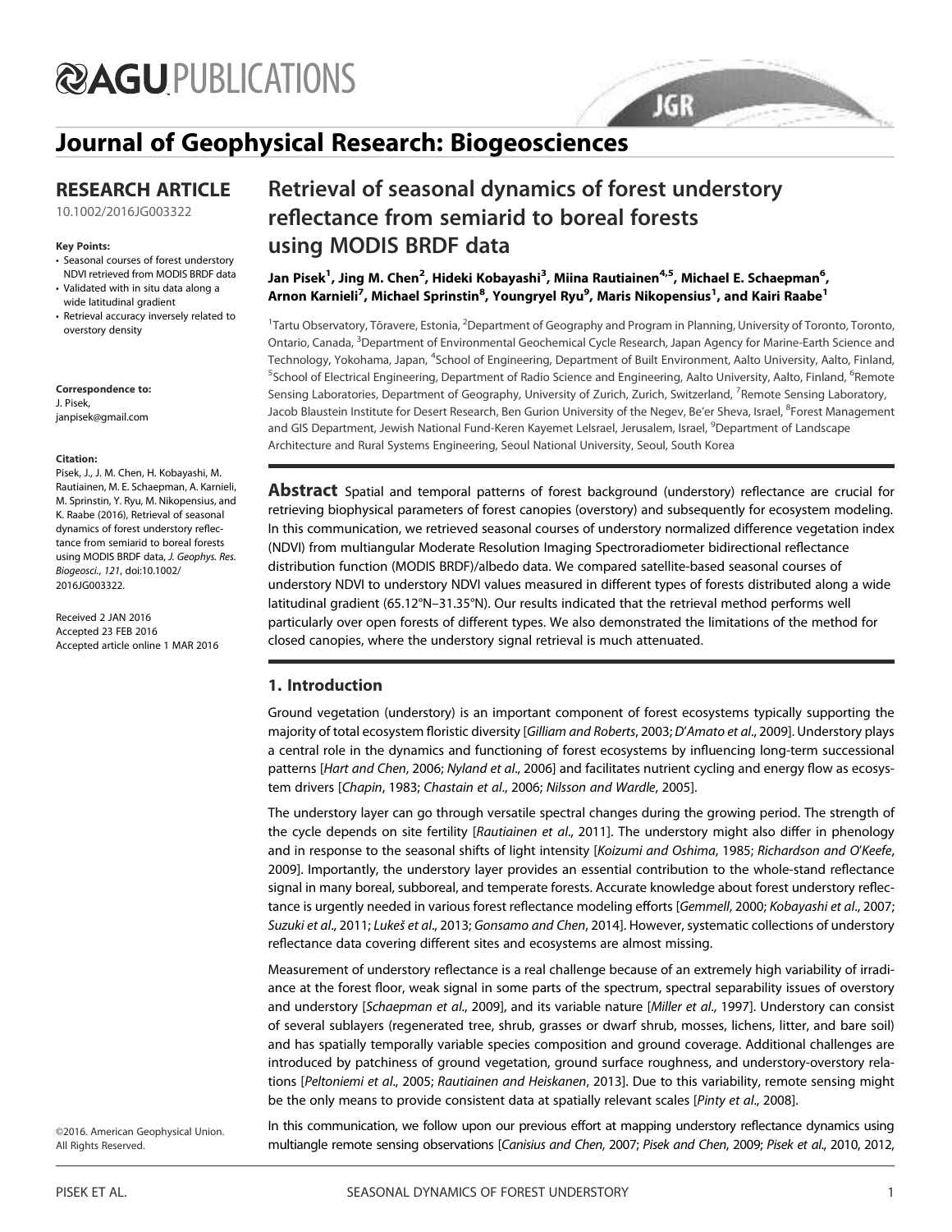# Journal of Geophysical Research: Biogeosciences

## RESEARCH ARTICLE

10.1002/2016JG003322

**Key Points:**

- Seasonal courses of forest understory NDVI retrieved from MODIS BRDF data
- Validated with in situ data along a wide latitudinal gradient
- Retrieval accuracy inversely related to overstory density

**Correspondence to:**
J. Pisek,
janpisek@gmail.com

**Citation:**
Pisek, J., J. M. Chen, H. Kobayashi, M. Rautiainen, M. E. Schaepman, A. Karnieli, M. Sprinstin, Y. Ryu, M. Nikopensius, and K. Raabe (2016), Retrieval of seasonal dynamics of forest understory reflectance from semiarid to boreal forests using MODIS BRDF data, *J. Geophys. Res. Biogeosci.*, *121*, doi:10.1002/2016JG003322.

Received 2 JAN 2016
Accepted 23 FEB 2016
Accepted article online 1 MAR 2016

©2016. American Geophysical Union. All Rights Reserved.

# Retrieval of seasonal dynamics of forest understory reflectance from semiarid to boreal forests using MODIS BRDF data

**Jan Pisek[1], Jing M. Chen[2], Hideki Kobayashi[3], Miina Rautiainen[4,5], Michael E. Schaepman[6], Arnon Karnieli[7], Michael Sprinstin[8], Youngryel Ryu[9], Maris Nikopensius[1], and Kairi Raabe[1]**

[1]Tartu Observatory, Tõravere, Estonia, [2]Department of Geography and Program in Planning, University of Toronto, Toronto, Ontario, Canada, [3]Department of Environmental Geochemical Cycle Research, Japan Agency for Marine-Earth Science and Technology, Yokohama, Japan, [4]School of Engineering, Department of Built Environment, Aalto University, Aalto, Finland, [5]School of Electrical Engineering, Department of Radio Science and Engineering, Aalto University, Aalto, Finland, [6]Remote Sensing Laboratories, Department of Geography, University of Zurich, Zurich, Switzerland, [7]Remote Sensing Laboratory, Jacob Blaustein Institute for Desert Research, Ben Gurion University of the Negev, Be'er Sheva, Israel, [8]Forest Management and GIS Department, Jewish National Fund-Keren Kayemet LeIsrael, Jerusalem, Israel, [9]Department of Landscape Architecture and Rural Systems Engineering, Seoul National University, Seoul, South Korea

**Abstract** Spatial and temporal patterns of forest background (understory) reflectance are crucial for retrieving biophysical parameters of forest canopies (overstory) and subsequently for ecosystem modeling. In this communication, we retrieved seasonal courses of understory normalized difference vegetation index (NDVI) from multiangular Moderate Resolution Imaging Spectroradiometer bidirectional reflectance distribution function (MODIS BRDF)/albedo data. We compared satellite-based seasonal courses of understory NDVI to understory NDVI values measured in different types of forests distributed along a wide latitudinal gradient (65.12°N–31.35°N). Our results indicated that the retrieval method performs well particularly over open forests of different types. We also demonstrated the limitations of the method for closed canopies, where the understory signal retrieval is much attenuated.

## 1. Introduction

Ground vegetation (understory) is an important component of forest ecosystems typically supporting the majority of total ecosystem floristic diversity [*Gilliam and Roberts*, 2003; *D'Amato et al.*, 2009]. Understory plays a central role in the dynamics and functioning of forest ecosystems by influencing long-term successional patterns [*Hart and Chen*, 2006; *Nyland et al.*, 2006] and facilitates nutrient cycling and energy flow as ecosystem drivers [*Chapin*, 1983; *Chastain et al.*, 2006; *Nilsson and Wardle*, 2005].

The understory layer can go through versatile spectral changes during the growing period. The strength of the cycle depends on site fertility [*Rautiainen et al.*, 2011]. The understory might also differ in phenology and in response to the seasonal shifts of light intensity [*Koizumi and Oshima*, 1985; *Richardson and O'Keefe*, 2009]. Importantly, the understory layer provides an essential contribution to the whole-stand reflectance signal in many boreal, subboreal, and temperate forests. Accurate knowledge about forest understory reflectance is urgently needed in various forest reflectance modeling efforts [*Gemmell*, 2000; *Kobayashi et al.*, 2007; *Suzuki et al.*, 2011; *Lukeš et al.*, 2013; *Gonsamo and Chen*, 2014]. However, systematic collections of understory reflectance data covering different sites and ecosystems are almost missing.

Measurement of understory reflectance is a real challenge because of an extremely high variability of irradiance at the forest floor, weak signal in some parts of the spectrum, spectral separability issues of overstory and understory [*Schaepman et al.*, 2009], and its variable nature [*Miller et al.*, 1997]. Understory can consist of several sublayers (regenerated tree, shrub, grasses or dwarf shrub, mosses, lichens, litter, and bare soil) and has spatially temporally variable species composition and ground coverage. Additional challenges are introduced by patchiness of ground vegetation, ground surface roughness, and understory-overstory relations [*Peltoniemi et al.*, 2005; *Rautiainen and Heiskanen*, 2013]. Due to this variability, remote sensing might be the only means to provide consistent data at spatially relevant scales [*Pinty et al.*, 2008].

In this communication, we follow upon our previous effort at mapping understory reflectance dynamics using multiangle remote sensing observations [*Canisius and Chen*, 2007; *Pisek and Chen*, 2009; *Pisek et al.*, 2010, 2012,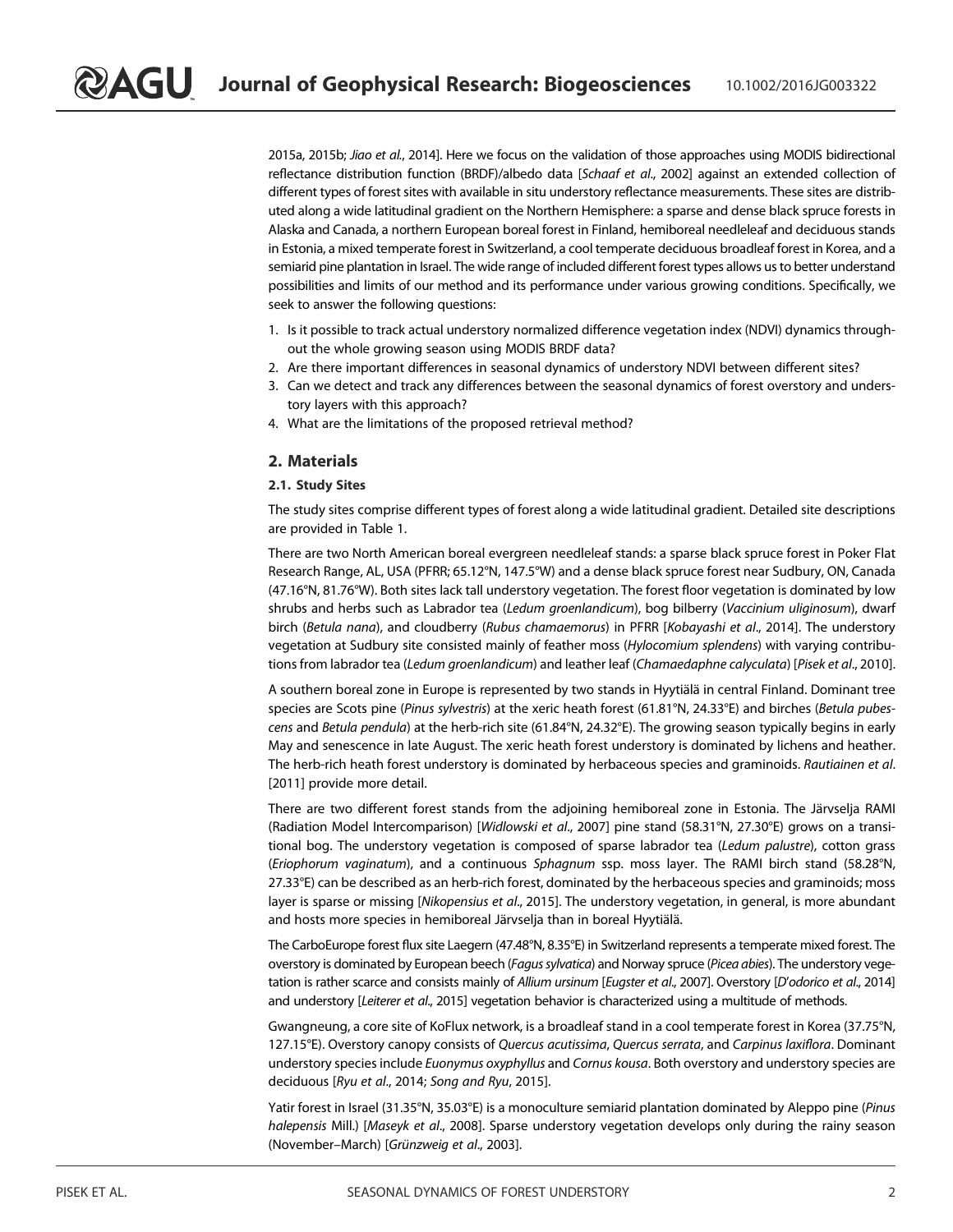2015a, 2015b; *Jiao et al.*, 2014]. Here we focus on the validation of those approaches using MODIS bidirectional reflectance distribution function (BRDF)/albedo data [*Schaaf et al.*, 2002] against an extended collection of different types of forest sites with available in situ understory reflectance measurements. These sites are distributed along a wide latitudinal gradient on the Northern Hemisphere: a sparse and dense black spruce forests in Alaska and Canada, a northern European boreal forest in Finland, hemiboreal needleleaf and deciduous stands in Estonia, a mixed temperate forest in Switzerland, a cool temperate deciduous broadleaf forest in Korea, and a semiarid pine plantation in Israel. The wide range of included different forest types allows us to better understand possibilities and limits of our method and its performance under various growing conditions. Specifically, we seek to answer the following questions:

1. Is it possible to track actual understory normalized difference vegetation index (NDVI) dynamics throughout the whole growing season using MODIS BRDF data?
2. Are there important differences in seasonal dynamics of understory NDVI between different sites?
3. Can we detect and track any differences between the seasonal dynamics of forest overstory and understory layers with this approach?
4. What are the limitations of the proposed retrieval method?

## 2. Materials

### 2.1. Study Sites

The study sites comprise different types of forest along a wide latitudinal gradient. Detailed site descriptions are provided in Table 1.

There are two North American boreal evergreen needleleaf stands: a sparse black spruce forest in Poker Flat Research Range, AL, USA (PFRR; 65.12°N, 147.5°W) and a dense black spruce forest near Sudbury, ON, Canada (47.16°N, 81.76°W). Both sites lack tall understory vegetation. The forest floor vegetation is dominated by low shrubs and herbs such as Labrador tea (*Ledum groenlandicum*), bog bilberry (*Vaccinium uliginosum*), dwarf birch (*Betula nana*), and cloudberry (*Rubus chamaemorus*) in PFRR [*Kobayashi et al.*, 2014]. The understory vegetation at Sudbury site consisted mainly of feather moss (*Hylocomium splendens*) with varying contributions from labrador tea (*Ledum groenlandicum*) and leather leaf (*Chamaedaphne calyculata*) [*Pisek et al.*, 2010].

A southern boreal zone in Europe is represented by two stands in Hyytiälä in central Finland. Dominant tree species are Scots pine (*Pinus sylvestris*) at the xeric heath forest (61.81°N, 24.33°E) and birches (*Betula pubescens* and *Betula pendula*) at the herb-rich site (61.84°N, 24.32°E). The growing season typically begins in early May and senescence in late August. The xeric heath forest understory is dominated by lichens and heather. The herb-rich heath forest understory is dominated by herbaceous species and graminoids. *Rautiainen et al.* [2011] provide more detail.

There are two different forest stands from the adjoining hemiboreal zone in Estonia. The Järvselja RAMI (Radiation Model Intercomparison) [*Widlowski et al.*, 2007] pine stand (58.31°N, 27.30°E) grows on a transitional bog. The understory vegetation is composed of sparse labrador tea (*Ledum palustre*), cotton grass (*Eriophorum vaginatum*), and a continuous *Sphagnum* ssp. moss layer. The RAMI birch stand (58.28°N, 27.33°E) can be described as an herb-rich forest, dominated by the herbaceous species and graminoids; moss layer is sparse or missing [*Nikopensius et al.*, 2015]. The understory vegetation, in general, is more abundant and hosts more species in hemiboreal Järvselja than in boreal Hyytiälä.

The CarboEurope forest flux site Laegern (47.48°N, 8.35°E) in Switzerland represents a temperate mixed forest. The overstory is dominated by European beech (*Fagus sylvatica*) and Norway spruce (*Picea abies*). The understory vegetation is rather scarce and consists mainly of *Allium ursinum* [*Eugster et al.*, 2007]. Overstory [*D'odorico et al.*, 2014] and understory [*Leiterer et al.*, 2015] vegetation behavior is characterized using a multitude of methods.

Gwangneung, a core site of KoFlux network, is a broadleaf stand in a cool temperate forest in Korea (37.75°N, 127.15°E). Overstory canopy consists of *Quercus acutissima*, *Quercus serrata*, and *Carpinus laxiflora*. Dominant understory species include *Euonymus oxyphyllus* and *Cornus kousa*. Both overstory and understory species are deciduous [*Ryu et al.*, 2014; *Song and Ryu*, 2015].

Yatir forest in Israel (31.35°N, 35.03°E) is a monoculture semiarid plantation dominated by Aleppo pine (*Pinus halepensis* Mill.) [*Maseyk et al.*, 2008]. Sparse understory vegetation develops only during the rainy season (November–March) [*Grünzweig et al.*, 2003].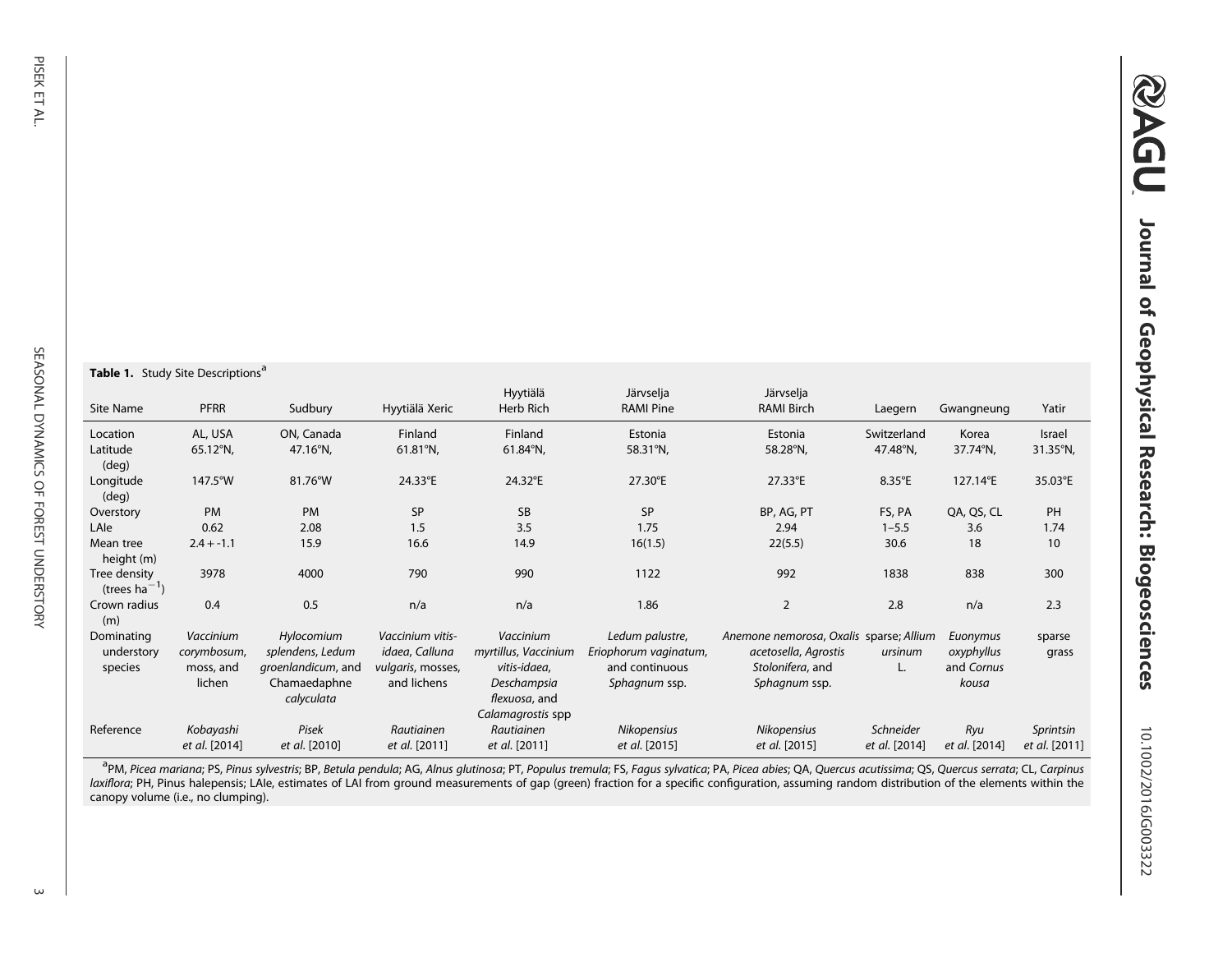**Table 1.** Study Site Descriptions[a]

| Site Name | PFRR | Sudbury | Hyytiälä Xeric | Hyytiälä Herb Rich | Järvselja RAMI Pine | Järvselja RAMI Birch | Laegern | Gwangneung | Yatir |
|---|---|---|---|---|---|---|---|---|---|
| Location | AL, USA | ON, Canada | Finland | Finland | Estonia | Estonia | Switzerland | Korea | Israel |
| Latitude (deg) | 65.12°N, | 47.16°N, | 61.81°N, | 61.84°N, | 58.31°N, | 58.28°N, | 47.48°N, | 37.74°N, | 31.35°N, |
| Longitude (deg) | 147.5°W | 81.76°W | 24.33°E | 24.32°E | 27.30°E | 27.33°E | 8.35°E | 127.14°E | 35.03°E |
| Overstory | PM | PM | SP | SB | SP | BP, AG, PT | FS, PA | QA, QS, CL | PH |
| LAIe | 0.62 | 2.08 | 1.5 | 3.5 | 1.75 | 2.94 | 1–5.5 | 3.6 | 1.74 |
| Mean tree height (m) | 2.4 + -1.1 | 15.9 | 16.6 | 14.9 | 16(1.5) | 22(5.5) | 30.6 | 18 | 10 |
| Tree density (trees $ha^{-1}$) | 3978 | 4000 | 790 | 990 | 1122 | 992 | 1838 | 838 | 300 |
| Crown radius (m) | 0.4 | 0.5 | n/a | n/a | 1.86 | 2 | 2.8 | n/a | 2.3 |
| Dominating understory species | *Vaccinium corymbosum*, moss, and lichen | *Hylocomium splendens*, *Ledum groenlandicum*, and *Chamaedaphne calyculata* | *Vaccinium vitis-idaea*, *Calluna vulgaris*, mosses, and lichens | *Vaccinium myrtillus*, *Vaccinium vitis-idaea*, *Deschampsia flexuosa*, and *Calamagrostis* spp | *Ledum palustre*, *Eriophorum vaginatum*, and continuous *Sphagnum* ssp. | *Anemone nemorosa*, *Oxalis acetosella*, *Agrostis Stolonifera*, and *Sphagnum* ssp. | sparse; *Allium ursinum* L. | *Euonymus oxyphyllus* and *Cornus kousa* | sparse grass |
| Reference | *Kobayashi et al.* [2014] | *Pisek et al.* [2010] | *Rautiainen et al.* [2011] | *Rautiainen et al.* [2011] | *Nikopensius et al.* [2015] | *Nikopensius et al.* [2015] | *Schneider et al.* [2014] | *Ryu et al.* [2014] | *Sprintsin et al.* [2011] |

[a]PM, *Picea mariana*; PS, *Pinus sylvestris*; BP, *Betula pendula*; AG, *Alnus glutinosa*; PT, *Populus tremula*; FS, *Fagus sylvatica*; PA, *Picea abies*; QA, *Quercus acutissima*; QS, *Quercus serrata*; CL, *Carpinus laxiflora*; PH, Pinus halepensis; LAIe, estimates of LAI from ground measurements of gap (green) fraction for a specific configuration, assuming random distribution of the elements within the canopy volume (i.e., no clumping).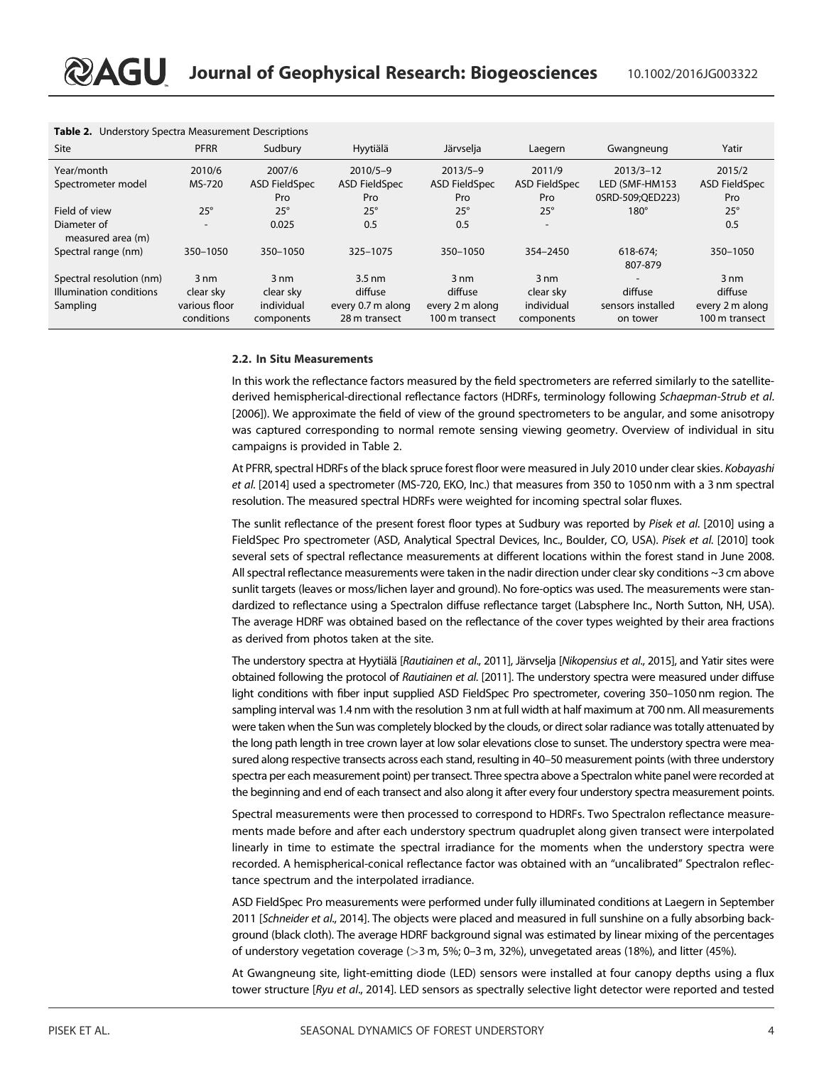**Table 2.** Understory Spectra Measurement Descriptions

| Site | PFRR | Sudbury | Hyytiälä | Järvselja | Laegern | Gwangneung | Yatir |
|---|---|---|---|---|---|---|---|
| Year/month | 2010/6 | 2007/6 | 2010/5–9 | 2013/5–9 | 2011/9 | 2013/3–12 | 2015/2 |
| Spectrometer model | MS-720 | ASD FieldSpec Pro | ASD FieldSpec Pro | ASD FieldSpec Pro | ASD FieldSpec Pro | LED (SMF-HM153 0SRD-509;QED223) | ASD FieldSpec Pro |
| Field of view | 25° | 25° | 25° | 25° | 25° | 180° | 25° |
| Diameter of measured area (m) | - | 0.025 | 0.5 | 0.5 | - | | 0.5 |
| Spectral range (nm) | 350–1050 | 350–1050 | 325–1075 | 350–1050 | 354–2450 | 618-674; 807-879 | 350–1050 |
| Spectral resolution (nm) | 3 nm | 3 nm | 3.5 nm | 3 nm | 3 nm | - | 3 nm |
| Illumination conditions | clear sky | clear sky | diffuse | diffuse | clear sky | diffuse | diffuse |
| Sampling | various floor conditions | individual components | every 0.7 m along 28 m transect | every 2 m along 100 m transect | individual components | sensors installed on tower | every 2 m along 100 m transect |

### 2.2. In Situ Measurements

In this work the reflectance factors measured by the field spectrometers are referred similarly to the satellite-derived hemispherical-directional reflectance factors (HDRFs, terminology following *Schaepman-Strub et al.* [2006]). We approximate the field of view of the ground spectrometers to be angular, and some anisotropy was captured corresponding to normal remote sensing viewing geometry. Overview of individual in situ campaigns is provided in Table 2.

At PFRR, spectral HDRFs of the black spruce forest floor were measured in July 2010 under clear skies. *Kobayashi et al.* [2014] used a spectrometer (MS-720, EKO, Inc.) that measures from 350 to 1050 nm with a 3 nm spectral resolution. The measured spectral HDRFs were weighted for incoming spectral solar fluxes.

The sunlit reflectance of the present forest floor types at Sudbury was reported by *Pisek et al.* [2010] using a FieldSpec Pro spectrometer (ASD, Analytical Spectral Devices, Inc., Boulder, CO, USA). *Pisek et al.* [2010] took several sets of spectral reflectance measurements at different locations within the forest stand in June 2008. All spectral reflectance measurements were taken in the nadir direction under clear sky conditions ~3 cm above sunlit targets (leaves or moss/lichen layer and ground). No fore-optics was used. The measurements were standardized to reflectance using a Spectralon diffuse reflectance target (Labsphere Inc., North Sutton, NH, USA). The average HDRF was obtained based on the reflectance of the cover types weighted by their area fractions as derived from photos taken at the site.

The understory spectra at Hyytiälä [*Rautiainen et al.*, 2011], Järvselja [*Nikopensius et al.*, 2015], and Yatir sites were obtained following the protocol of *Rautiainen et al.* [2011]. The understory spectra were measured under diffuse light conditions with fiber input supplied ASD FieldSpec Pro spectrometer, covering 350–1050 nm region. The sampling interval was 1.4 nm with the resolution 3 nm at full width at half maximum at 700 nm. All measurements were taken when the Sun was completely blocked by the clouds, or direct solar radiance was totally attenuated by the long path length in tree crown layer at low solar elevations close to sunset. The understory spectra were measured along respective transects across each stand, resulting in 40–50 measurement points (with three understory spectra per each measurement point) per transect. Three spectra above a Spectralon white panel were recorded at the beginning and end of each transect and also along it after every four understory spectra measurement points.

Spectral measurements were then processed to correspond to HDRFs. Two Spectralon reflectance measurements made before and after each understory spectrum quadruplet along given transect were interpolated linearly in time to estimate the spectral irradiance for the moments when the understory spectra were recorded. A hemispherical-conical reflectance factor was obtained with an "uncalibrated" Spectralon reflectance spectrum and the interpolated irradiance.

ASD FieldSpec Pro measurements were performed under fully illuminated conditions at Laegern in September 2011 [*Schneider et al.*, 2014]. The objects were placed and measured in full sunshine on a fully absorbing background (black cloth). The average HDRF background signal was estimated by linear mixing of the percentages of understory vegetation coverage (>3 m, 5%; 0–3 m, 32%), unvegetated areas (18%), and litter (45%).

At Gwangneung site, light-emitting diode (LED) sensors were installed at four canopy depths using a flux tower structure [*Ryu et al.*, 2014]. LED sensors as spectrally selective light detector were reported and tested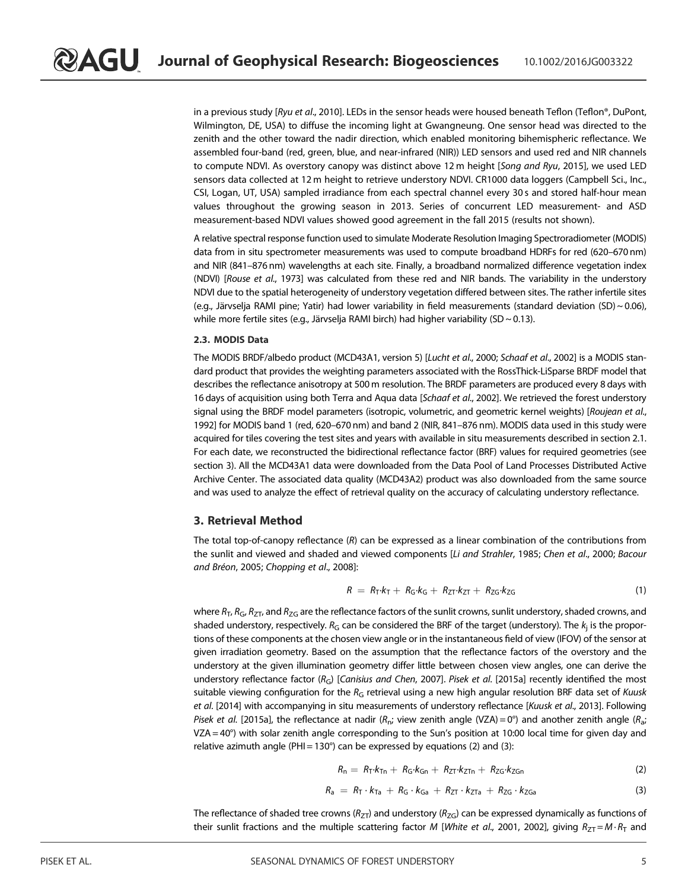in a previous study [*Ryu et al.*, 2010]. LEDs in the sensor heads were housed beneath Teflon (Teflon®, DuPont, Wilmington, DE, USA) to diffuse the incoming light at Gwangneung. One sensor head was directed to the zenith and the other toward the nadir direction, which enabled monitoring bihemispheric reflectance. We assembled four-band (red, green, blue, and near-infrared (NIR)) LED sensors and used red and NIR channels to compute NDVI. As overstory canopy was distinct above 12 m height [*Song and Ryu*, 2015], we used LED sensors data collected at 12 m height to retrieve understory NDVI. CR1000 data loggers (Campbell Sci., Inc., CSI, Logan, UT, USA) sampled irradiance from each spectral channel every 30 s and stored half-hour mean values throughout the growing season in 2013. Series of concurrent LED measurement- and ASD measurement-based NDVI values showed good agreement in the fall 2015 (results not shown).

A relative spectral response function used to simulate Moderate Resolution Imaging Spectroradiometer (MODIS) data from in situ spectrometer measurements was used to compute broadband HDRFs for red (620–670 nm) and NIR (841–876 nm) wavelengths at each site. Finally, a broadband normalized difference vegetation index (NDVI) [*Rouse et al.*, 1973] was calculated from these red and NIR bands. The variability in the understory NDVI due to the spatial heterogeneity of understory vegetation differed between sites. The rather infertile sites (e.g., Järvselja RAMI pine; Yatir) had lower variability in field measurements (standard deviation (SD) ~ 0.06), while more fertile sites (e.g., Järvselja RAMI birch) had higher variability (SD ~ 0.13).

### 2.3. MODIS Data

The MODIS BRDF/albedo product (MCD43A1, version 5) [*Lucht et al.*, 2000; *Schaaf et al.*, 2002] is a MODIS standard product that provides the weighting parameters associated with the RossThick-LiSparse BRDF model that describes the reflectance anisotropy at 500 m resolution. The BRDF parameters are produced every 8 days with 16 days of acquisition using both Terra and Aqua data [*Schaaf et al.*, 2002]. We retrieved the forest understory signal using the BRDF model parameters (isotropic, volumetric, and geometric kernel weights) [*Roujean et al.*, 1992] for MODIS band 1 (red, 620–670 nm) and band 2 (NIR, 841–876 nm). MODIS data used in this study were acquired for tiles covering the test sites and years with available in situ measurements described in section 2.1. For each date, we reconstructed the bidirectional reflectance factor (BRF) values for required geometries (see section 3). All the MCD43A1 data were downloaded from the Data Pool of Land Processes Distributed Active Archive Center. The associated data quality (MCD43A2) product was also downloaded from the same source and was used to analyze the effect of retrieval quality on the accuracy of calculating understory reflectance.

## 3. Retrieval Method

The total top-of-canopy reflectance ($R$) can be expressed as a linear combination of the contributions from the sunlit and viewed and shaded and viewed components [*Li and Strahler*, 1985; *Chen et al.*, 2000; *Bacour and Bréon*, 2005; *Chopping et al.*, 2008]:

$$R = R_T \cdot k_T + R_G \cdot k_G + R_{ZT} \cdot k_{ZT} + R_{ZG} \cdot k_{ZG} \tag{1}$$

where $R_T$, $R_G$, $R_{ZT}$, and $R_{ZG}$ are the reflectance factors of the sunlit crowns, sunlit understory, shaded crowns, and shaded understory, respectively. $R_G$ can be considered the BRF of the target (understory). The $k_j$ is the proportions of these components at the chosen view angle or in the instantaneous field of view (IFOV) of the sensor at given irradiation geometry. Based on the assumption that the reflectance factors of the overstory and the understory at the given illumination geometry differ little between chosen view angles, one can derive the understory reflectance factor ($R_G$) [*Canisius and Chen*, 2007]. *Pisek et al.* [2015a] recently identified the most suitable viewing configuration for the $R_G$ retrieval using a new high angular resolution BRF data set of *Kuusk et al.* [2014] with accompanying in situ measurements of understory reflectance [*Kuusk et al.*, 2013]. Following *Pisek et al.* [2015a], the reflectance at nadir ($R_n$; view zenith angle (VZA) = 0°) and another zenith angle ($R_a$; VZA = 40°) with solar zenith angle corresponding to the Sun's position at 10:00 local time for given day and relative azimuth angle (PHI = 130°) can be expressed by equations (2) and (3):

$$R_n = R_T \cdot k_{Tn} + R_G \cdot k_{Gn} + R_{ZT} \cdot k_{ZTn} + R_{ZG} \cdot k_{ZGn} \tag{2}$$

$$R_a = R_T \cdot k_{Ta} + R_G \cdot k_{Ga} + R_{ZT} \cdot k_{ZTa} + R_{ZG} \cdot k_{ZGa} \tag{3}$$

The reflectance of shaded tree crowns ($R_{ZT}$) and understory ($R_{ZG}$) can be expressed dynamically as functions of their sunlit fractions and the multiple scattering factor $M$ [*White et al.*, 2001, 2002], giving $R_{ZT} = M \cdot R_T$ and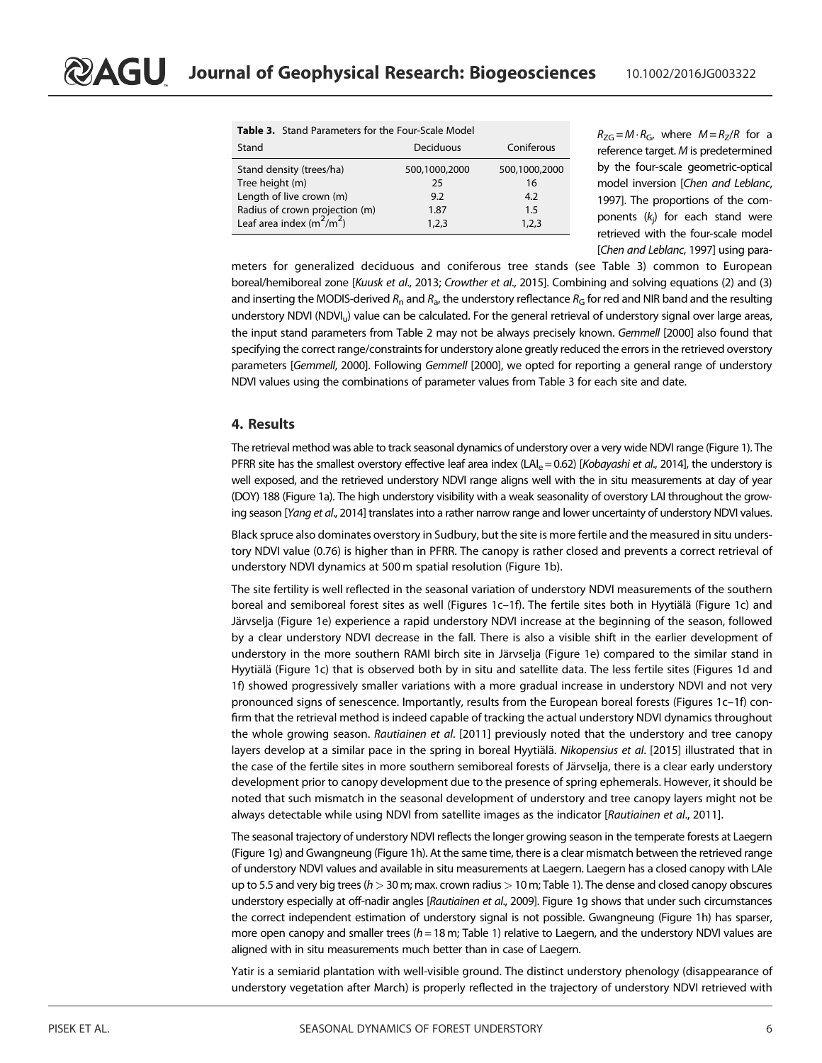**Table 3.** Stand Parameters for the Four-Scale Model

| Stand | Deciduous | Coniferous |
|---|---|---|
| Stand density (trees/ha) | 500,1000,2000 | 500,1000,2000 |
| Tree height (m) | 25 | 16 |
| Length of live crown (m) | 9.2 | 4.2 |
| Radius of crown projection (m) | 1.87 | 1.5 |
| Leaf area index ($m^2/m^2$) | 1,2,3 | 1,2,3 |

$R_{ZG} = M \cdot R_G$, where $M = R_Z/R$ for a reference target. $M$ is predetermined by the four-scale geometric-optical model inversion [*Chen and Leblanc*, 1997]. The proportions of the components ($k_j$) for each stand were retrieved with the four-scale model [*Chen and Leblanc*, 1997] using parameters for generalized deciduous and coniferous tree stands (see Table 3) common to European boreal/hemiboreal zone [*Kuusk et al*., 2013; *Crowther et al*., 2015]. Combining and solving equations (2) and (3) and inserting the MODIS-derived $R_n$ and $R_a$, the understory reflectance $R_G$ for red and NIR band and the resulting understory NDVI ($NDVI_u$) value can be calculated. For the general retrieval of understory signal over large areas, the input stand parameters from Table 2 may not be always precisely known. *Gemmell* [2000] also found that specifying the correct range/constraints for understory alone greatly reduced the errors in the retrieved overstory parameters [*Gemmell*, 2000]. Following *Gemmell* [2000], we opted for reporting a general range of understory NDVI values using the combinations of parameter values from Table 3 for each site and date.

## 4. Results

The retrieval method was able to track seasonal dynamics of understory over a very wide NDVI range (Figure 1). The PFRR site has the smallest overstory effective leaf area index ($LAI_e = 0.62$) [*Kobayashi et al*., 2014], the understory is well exposed, and the retrieved understory NDVI range aligns well with the in situ measurements at day of year (DOY) 188 (Figure 1a). The high understory visibility with a weak seasonality of overstory LAI throughout the growing season [*Yang et al*., 2014] translates into a rather narrow range and lower uncertainty of understory NDVI values.

Black spruce also dominates overstory in Sudbury, but the site is more fertile and the measured in situ understory NDVI value (0.76) is higher than in PFRR. The canopy is rather closed and prevents a correct retrieval of understory NDVI dynamics at 500 m spatial resolution (Figure 1b).

The site fertility is well reflected in the seasonal variation of understory NDVI measurements of the southern boreal and semiboreal forest sites as well (Figures 1c–1f). The fertile sites both in Hyytiälä (Figure 1c) and Järvselja (Figure 1e) experience a rapid understory NDVI increase at the beginning of the season, followed by a clear understory NDVI decrease in the fall. There is also a visible shift in the earlier development of understory in the more southern RAMI birch site in Järvselja (Figure 1e) compared to the similar stand in Hyytiälä (Figure 1c) that is observed both by in situ and satellite data. The less fertile sites (Figures 1d and 1f) showed progressively smaller variations with a more gradual increase in understory NDVI and not very pronounced signs of senescence. Importantly, results from the European boreal forests (Figures 1c–1f) confirm that the retrieval method is indeed capable of tracking the actual understory NDVI dynamics throughout the whole growing season. *Rautiainen et al*. [2011] previously noted that the understory and tree canopy layers develop at a similar pace in the spring in boreal Hyytiälä. *Nikopensius et al*. [2015] illustrated that in the case of the fertile sites in more southern semiboreal forests of Järvselja, there is a clear early understory development prior to canopy development due to the presence of spring ephemerals. However, it should be noted that such mismatch in the seasonal development of understory and tree canopy layers might not be always detectable while using NDVI from satellite images as the indicator [*Rautiainen et al*., 2011].

The seasonal trajectory of understory NDVI reflects the longer growing season in the temperate forests at Laegern (Figure 1g) and Gwangneung (Figure 1h). At the same time, there is a clear mismatch between the retrieved range of understory NDVI values and available in situ measurements at Laegern. Laegern has a closed canopy with LAIe up to 5.5 and very big trees ($h > 30$ m; max. crown radius $> 10$ m; Table 1). The dense and closed canopy obscures understory especially at off-nadir angles [*Rautiainen et al*., 2009]. Figure 1g shows that under such circumstances the correct independent estimation of understory signal is not possible. Gwangneung (Figure 1h) has sparser, more open canopy and smaller trees ($h = 18$ m; Table 1) relative to Laegern, and the understory NDVI values are aligned with in situ measurements much better than in case of Laegern.

Yatir is a semiarid plantation with well-visible ground. The distinct understory phenology (disappearance of understory vegetation after March) is properly reflected in the trajectory of understory NDVI retrieved with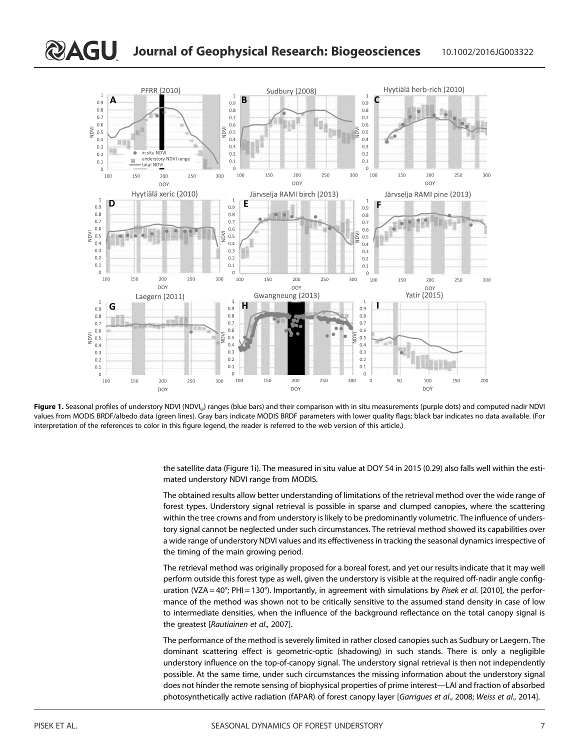**Figure 1.** Seasonal profiles of understory NDVI ($NDVI_u$) ranges (blue bars) and their comparison with in situ measurements (purple dots) and computed nadir NDVI values from MODIS BRDF/albedo data (green lines). Gray bars indicate MODIS BRDF parameters with lower quality flags; black bar indicates no data available. (For interpretation of the references to color in this figure legend, the reader is referred to the web version of this article.)

the satellite data (Figure 1i). The measured in situ value at DOY 54 in 2015 (0.29) also falls well within the estimated understory NDVI range from MODIS.

The obtained results allow better understanding of limitations of the retrieval method over the wide range of forest types. Understory signal retrieval is possible in sparse and clumped canopies, where the scattering within the tree crowns and from understory is likely to be predominantly volumetric. The influence of understory signal cannot be neglected under such circumstances. The retrieval method showed its capabilities over a wide range of understory NDVI values and its effectiveness in tracking the seasonal dynamics irrespective of the timing of the main growing period.

The retrieval method was originally proposed for a boreal forest, and yet our results indicate that it may well perform outside this forest type as well, given the understory is visible at the required off-nadir angle configuration (VZA = 40°; PHI = 130°). Importantly, in agreement with simulations by *Pisek et al.* [2010], the performance of the method was shown not to be critically sensitive to the assumed stand density in case of low to intermediate densities, when the influence of the background reflectance on the total canopy signal is the greatest [*Rautiainen et al.*, 2007].

The performance of the method is severely limited in rather closed canopies such as Sudbury or Laegern. The dominant scattering effect is geometric-optic (shadowing) in such stands. There is only a negligible understory influence on the top-of-canopy signal. The understory signal retrieval is then not independently possible. At the same time, under such circumstances the missing information about the understory signal does not hinder the remote sensing of biophysical properties of prime interest—LAI and fraction of absorbed photosynthetically active radiation (fAPAR) of forest canopy layer [*Garrigues et al.*, 2008; *Weiss et al.*, 2014].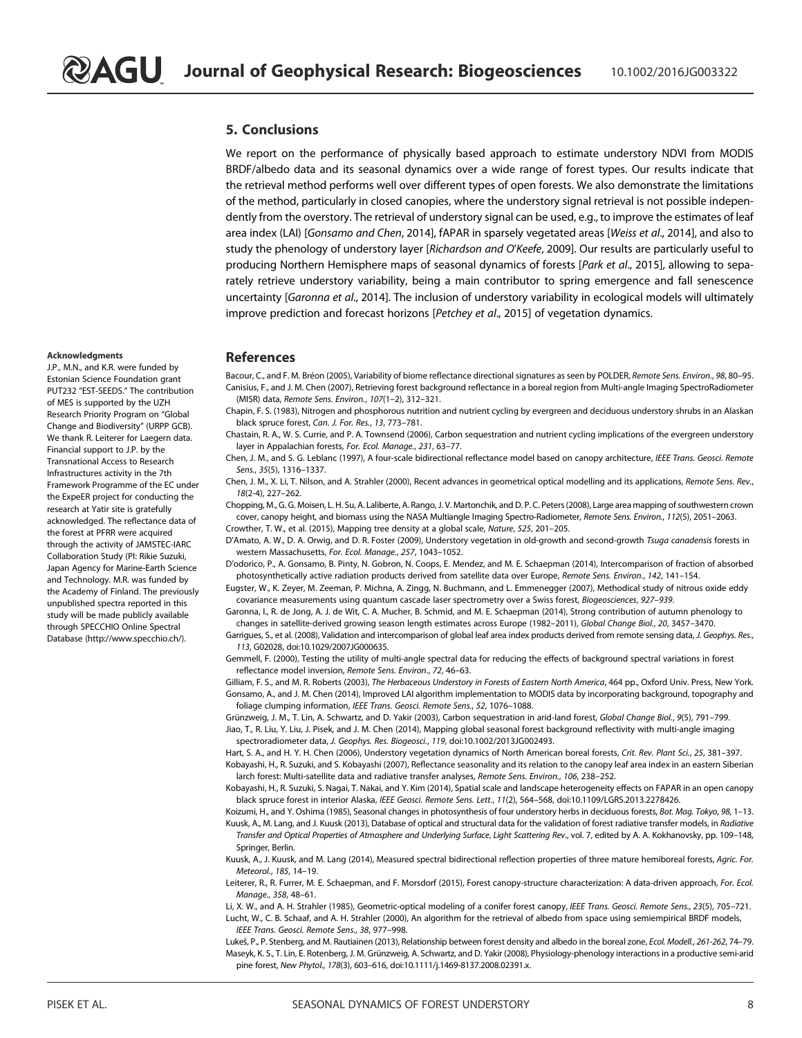## 5. Conclusions

We report on the performance of physically based approach to estimate understory NDVI from MODIS BRDF/albedo data and its seasonal dynamics over a wide range of forest types. Our results indicate that the retrieval method performs well over different types of open forests. We also demonstrate the limitations of the method, particularly in closed canopies, where the understory signal retrieval is not possible independently from the overstory. The retrieval of understory signal can be used, e.g., to improve the estimates of leaf area index (LAI) [*Gonsamo and Chen*, 2014], fAPAR in sparsely vegetated areas [*Weiss et al*., 2014], and also to study the phenology of understory layer [*Richardson and O'Keefe*, 2009]. Our results are particularly useful to producing Northern Hemisphere maps of seasonal dynamics of forests [*Park et al*., 2015], allowing to separately retrieve understory variability, being a main contributor to spring emergence and fall senescence uncertainty [*Garonna et al*., 2014]. The inclusion of understory variability in ecological models will ultimately improve prediction and forecast horizons [*Petchey et al*., 2015] of vegetation dynamics.

#### Acknowledgments

J.P., M.N., and K.R. were funded by Estonian Science Foundation grant PUT232 "EST-SEEDS." The contribution of MES is supported by the UZH Research Priority Program on "Global Change and Biodiversity" (URPP GCB). We thank R. Leiterer for Laegern data. Financial support to J.P. by the Transnational Access to Research Infrastructures activity in the 7th Framework Programme of the EC under the ExpeER project for conducting the research at Yatir site is gratefully acknowledged. The reflectance data of the forest at PFRR were acquired through the activity of JAMSTEC-IARC Collaboration Study (PI: Rikie Suzuki, Japan Agency for Marine-Earth Science and Technology. M.R. was funded by the Academy of Finland. The previously unpublished spectra reported in this study will be made publicly available through SPECCHIO Online Spectral Database (http://www.specchio.ch/).

## References

Bacour, C., and F. M. Bréon (2005), Variability of biome reflectance directional signatures as seen by POLDER, *Remote Sens. Environ*., *98*, 80–95.

Canisius, F., and J. M. Chen (2007), Retrieving forest background reflectance in a boreal region from Multi-angle Imaging SpectroRadiometer (MISR) data, *Remote Sens. Environ*., *107*(1–2), 312–321.

Chapin, F. S. (1983), Nitrogen and phosphorous nutrition and nutrient cycling by evergreen and deciduous understory shrubs in an Alaskan black spruce forest, *Can. J. For. Res*., *13*, 773–781.

Chastain, R. A., W. S. Currie, and P. A. Townsend (2006), Carbon sequestration and nutrient cycling implications of the evergreen understory layer in Appalachian forests, *For. Ecol. Manage*., *231*, 63–77.

Chen, J. M., and S. G. Leblanc (1997), A four-scale bidirectional reflectance model based on canopy architecture, *IEEE Trans. Geosci. Remote Sens*., *35*(5), 1316–1337.

Chen, J. M., X. Li, T. Nilson, and A. Strahler (2000), Recent advances in geometrical optical modelling and its applications, *Remote Sens. Rev*., *18*(2-4), 227–262.

Chopping, M., G. G. Moisen, L. H. Su, A. Laliberte, A. Rango, J. V. Martonchik, and D. P. C. Peters (2008), Large area mapping of southwestern crown cover, canopy height, and biomass using the NASA Multiangle Imaging Spectro-Radiometer, *Remote Sens. Environ*., *112*(5), 2051–2063.

Crowther, T. W., et al. (2015), Mapping tree density at a global scale, *Nature*, *525*, 201–205.

D'Amato, A. W., D. A. Orwig, and D. R. Foster (2009), Understory vegetation in old-growth and second-growth *Tsuga canadensis* forests in western Massachusetts, *For. Ecol. Manage*., *257*, 1043–1052.

D'odorico, P., A. Gonsamo, B. Pinty, N. Gobron, N. Coops, E. Mendez, and M. E. Schaepman (2014), Intercomparison of fraction of absorbed photosynthetically active radiation products derived from satellite data over Europe, *Remote Sens. Environ*., *142*, 141–154.

Eugster, W., K. Zeyer, M. Zeeman, P. Michna, A. Zingg, N. Buchmann, and L. Emmenegger (2007), Methodical study of nitrous oxide eddy covariance measurements using quantum cascade laser spectrometry over a Swiss forest, *Biogeosciences*, 927–939.

Garonna, I., R. de Jong, A. J. de Wit, C. A. Mucher, B. Schmid, and M. E. Schaepman (2014), Strong contribution of autumn phenology to changes in satellite-derived growing season length estimates across Europe (1982–2011), *Global Change Biol*., *20*, 3457–3470.

Garrigues, S., et al. (2008), Validation and intercomparison of global leaf area index products derived from remote sensing data, *J. Geophys. Res*., *113*, G02028, doi:10.1029/2007JG000635.

Gemmell, F. (2000), Testing the utility of multi-angle spectral data for reducing the effects of background spectral variations in forest reflectance model inversion, *Remote Sens. Environ*., *72*, 46–63.

Gilliam, F. S., and M. R. Roberts (2003), *The Herbaceous Understory in Forests of Eastern North America*, 464 pp., Oxford Univ. Press, New York.

Gonsamo, A., and J. M. Chen (2014), Improved LAI algorithm implementation to MODIS data by incorporating background, topography and foliage clumping information, *IEEE Trans. Geosci. Remote Sens*., *52*, 1076–1088.

Grünzweig, J. M., T. Lin, A. Schwartz, and D. Yakir (2003), Carbon sequestration in arid-land forest, *Global Change Biol*., *9*(5), 791–799.

Jiao, T., R. Liu, Y. Liu, J. Pisek, and J. M. Chen (2014), Mapping global seasonal forest background reflectivity with multi-angle imaging spectroradiometer data, *J. Geophys. Res. Biogeosci*., *119*, doi:10.1002/2013JG002493.

Hart, S. A., and H. Y. H. Chen (2006), Understory vegetation dynamics of North American boreal forests, *Crit. Rev. Plant Sci*., *25*, 381–397.

Kobayashi, H., R. Suzuki, and S. Kobayashi (2007), Reflectance seasonality and its relation to the canopy leaf area index in an eastern Siberian larch forest: Multi-satellite data and radiative transfer analyses, *Remote Sens. Environ*., *106*, 238–252.

Kobayashi, H., R. Suzuki, S. Nagai, T. Nakai, and Y. Kim (2014), Spatial scale and landscape heterogeneity effects on FAPAR in an open canopy black spruce forest in interior Alaska, *IEEE Geosci. Remote Sens. Lett*., *11*(2), 564–568, doi:10.1109/LGRS.2013.2278426.

Koizumi, H., and Y. Oshima (1985), Seasonal changes in photosynthesis of four understory herbs in deciduous forests, *Bot. Mag. Tokyo*, *98*, 1–13.

Kuusk, A., M. Lang, and J. Kuusk (2013), Database of optical and structural data for the validation of forest radiative transfer models, in *Radiative Transfer and Optical Properties of Atmosphere and Underlying Surface*, *Light Scattering Rev*., vol. 7, edited by A. A. Kokhanovsky, pp. 109–148, Springer, Berlin.

Kuusk, A., J. Kuusk, and M. Lang (2014), Measured spectral bidirectional reflection properties of three mature hemiboreal forests, *Agric. For. Meteorol*., *185*, 14–19.

Leiterer, R., R. Furrer, M. E. Schaepman, and F. Morsdorf (2015), Forest canopy-structure characterization: A data-driven approach, *For. Ecol. Manage*., *358*, 48–61.

Li, X. W., and A. H. Strahler (1985), Geometric-optical modeling of a conifer forest canopy, *IEEE Trans. Geosci. Remote Sens*., *23*(5), 705–721.

Lucht, W., C. B. Schaaf, and A. H. Strahler (2000), An algorithm for the retrieval of albedo from space using semiempirical BRDF models, *IEEE Trans. Geosci. Remote Sens*., *38*, 977–998.

Lukeš, P., P. Stenberg, and M. Rautiainen (2013), Relationship between forest density and albedo in the boreal zone, *Ecol. Modell*., *261-262*, 74–79.

Maseyk, K. S., T. Lin, E. Rotenberg, J. M. Grünzweig, A. Schwartz, and D. Yakir (2008), Physiology-phenology interactions in a productive semi-arid pine forest, *New Phytol*., *178*(3), 603–616, doi:10.1111/j.1469-8137.2008.02391.x.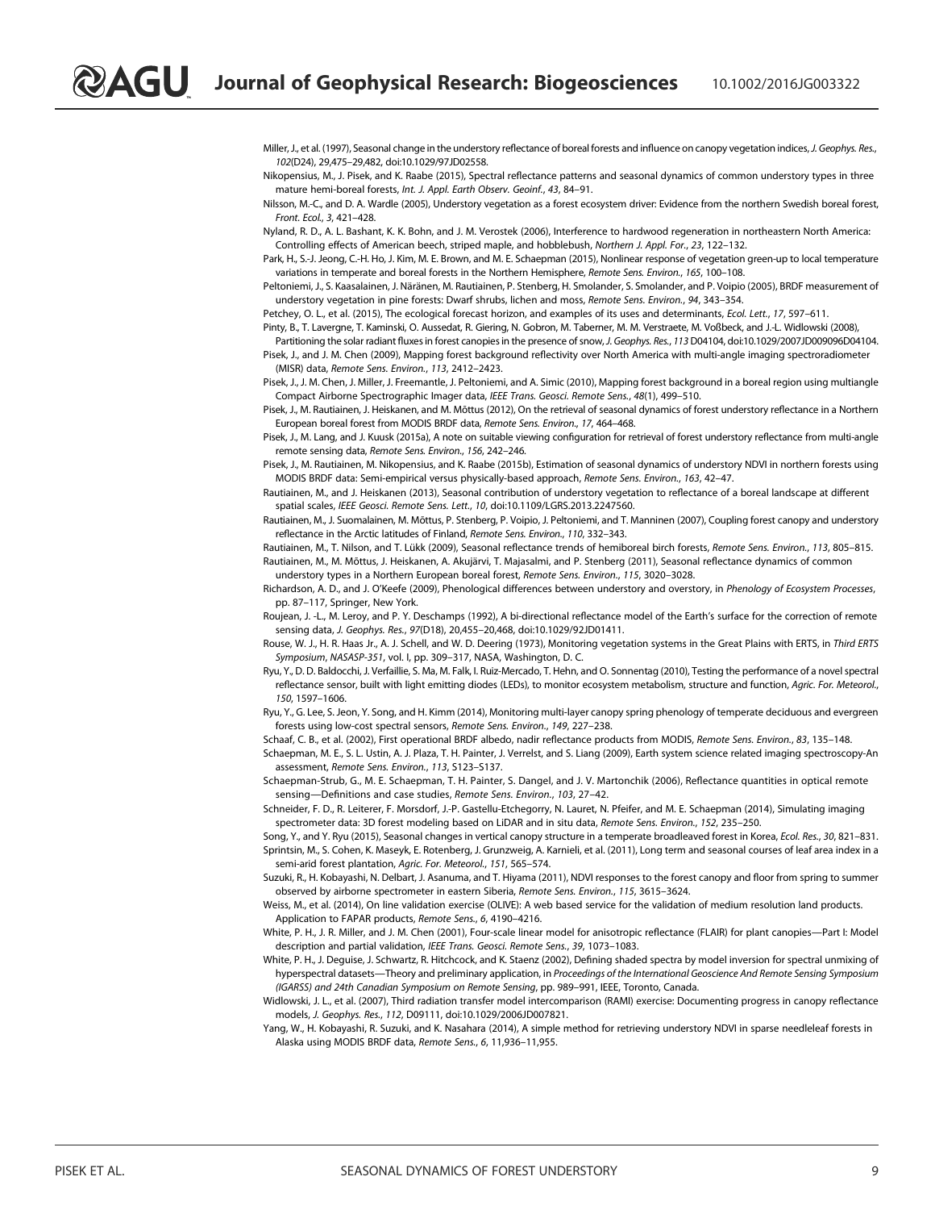Miller, J., et al. (1997), Seasonal change in the understory reflectance of boreal forests and influence on canopy vegetation indices, *J. Geophys. Res., 102*(D24), 29,475–29,482, doi:10.1029/97JD02558.

Nikopensius, M., J. Pisek, and K. Raabe (2015), Spectral reflectance patterns and seasonal dynamics of common understory types in three mature hemi-boreal forests, *Int. J. Appl. Earth Observ. Geoinf., 43*, 84–91.

Nilsson, M.-C., and D. A. Wardle (2005), Understory vegetation as a forest ecosystem driver: Evidence from the northern Swedish boreal forest, *Front. Ecol., 3*, 421–428.

Nyland, R. D., A. L. Bashant, K. K. Bohn, and J. M. Verostek (2006), Interference to hardwood regeneration in northeastern North America: Controlling effects of American beech, striped maple, and hobblebush, *Northern J. Appl. For., 23*, 122–132.

Park, H., S.-J. Jeong, C.-H. Ho, J. Kim, M. E. Brown, and M. E. Schaepman (2015), Nonlinear response of vegetation green-up to local temperature variations in temperate and boreal forests in the Northern Hemisphere, *Remote Sens. Environ., 165*, 100–108.

Peltoniemi, J., S. Kaasalainen, J. Näränen, M. Rautiainen, P. Stenberg, H. Smolander, S. Smolander, and P. Voipio (2005), BRDF measurement of understory vegetation in pine forests: Dwarf shrubs, lichen and moss, *Remote Sens. Environ., 94*, 343–354.

Petchey, O. L., et al. (2015), The ecological forecast horizon, and examples of its uses and determinants, *Ecol. Lett., 17*, 597–611.

Pinty, B., T. Lavergne, T. Kaminski, O. Aussedat, R. Giering, N. Gobron, M. Taberner, M. M. Verstraete, M. Voßbeck, and J.-L. Widlowski (2008), Partitioning the solar radiant fluxes in forest canopies in the presence of snow, *J. Geophys. Res., 113* D04104, doi:10.1029/2007JD009096D04104.

Pisek, J., and J. M. Chen (2009), Mapping forest background reflectivity over North America with multi-angle imaging spectroradiometer (MISR) data, *Remote Sens. Environ., 113*, 2412–2423.

Pisek, J., J. M. Chen, J. Miller, J. Freemantle, J. Peltoniemi, and A. Simic (2010), Mapping forest background in a boreal region using multiangle Compact Airborne Spectrographic Imager data, *IEEE Trans. Geosci. Remote Sens., 48*(1), 499–510.

Pisek, J., M. Rautiainen, J. Heiskanen, and M. Mõttus (2012), On the retrieval of seasonal dynamics of forest understory reflectance in a Northern European boreal forest from MODIS BRDF data, *Remote Sens. Environ., 17*, 464–468.

Pisek, J., M. Lang, and J. Kuusk (2015a), A note on suitable viewing configuration for retrieval of forest understory reflectance from multi-angle remote sensing data, *Remote Sens. Environ., 156*, 242–246.

Pisek, J., M. Rautiainen, M. Nikopensius, and K. Raabe (2015b), Estimation of seasonal dynamics of understory NDVI in northern forests using MODIS BRDF data: Semi-empirical versus physically-based approach, *Remote Sens. Environ., 163*, 42–47.

Rautiainen, M., and J. Heiskanen (2013), Seasonal contribution of understory vegetation to reflectance of a boreal landscape at different spatial scales, *IEEE Geosci. Remote Sens. Lett., 10*, doi:10.1109/LGRS.2013.2247560.

Rautiainen, M., J. Suomalainen, M. Mõttus, P. Stenberg, P. Voipio, J. Peltoniemi, and T. Manninen (2007), Coupling forest canopy and understory reflectance in the Arctic latitudes of Finland, *Remote Sens. Environ., 110*, 332–343.

Rautiainen, M., T. Nilson, and T. Lükk (2009), Seasonal reflectance trends of hemiboreal birch forests, *Remote Sens. Environ., 113*, 805–815.

Rautiainen, M., M. Mõttus, J. Heiskanen, A. Akujärvi, T. Majasalmi, and P. Stenberg (2011), Seasonal reflectance dynamics of common understory types in a Northern European boreal forest, *Remote Sens. Environ., 115*, 3020–3028.

Richardson, A. D., and J. O'Keefe (2009), Phenological differences between understory and overstory, in *Phenology of Ecosystem Processes*, pp. 87–117, Springer, New York.

Roujean, J. -L., M. Leroy, and P. Y. Deschamps (1992), A bi-directional reflectance model of the Earth's surface for the correction of remote sensing data, *J. Geophys. Res., 97*(D18), 20,455–20,468, doi:10.1029/92JD01411.

Rouse, W. J., H. R. Haas Jr., A. J. Schell, and W. D. Deering (1973), Monitoring vegetation systems in the Great Plains with ERTS, in *Third ERTS Symposium, NASASP-351*, vol. I, pp. 309–317, NASA, Washington, D. C.

Ryu, Y., D. D. Baldocchi, J. Verfaillie, S. Ma, M. Falk, I. Ruiz-Mercado, T. Hehn, and O. Sonnentag (2010), Testing the performance of a novel spectral reflectance sensor, built with light emitting diodes (LEDs), to monitor ecosystem metabolism, structure and function, *Agric. For. Meteorol., 150*, 1597–1606.

Ryu, Y., G. Lee, S. Jeon, Y. Song, and H. Kimm (2014), Monitoring multi-layer canopy spring phenology of temperate deciduous and evergreen forests using low-cost spectral sensors, *Remote Sens. Environ., 149*, 227–238.

Schaaf, C. B., et al. (2002), First operational BRDF albedo, nadir reflectance products from MODIS, *Remote Sens. Environ., 83*, 135–148.

Schaepman, M. E., S. L. Ustin, A. J. Plaza, T. H. Painter, J. Verrelst, and S. Liang (2009), Earth system science related imaging spectroscopy-An assessment, *Remote Sens. Environ., 113*, S123–S137.

Schaepman-Strub, G., M. E. Schaepman, T. H. Painter, S. Dangel, and J. V. Martonchik (2006), Reflectance quantities in optical remote sensing—Definitions and case studies, *Remote Sens. Environ., 103*, 27–42.

Schneider, F. D., R. Leiterer, F. Morsdorf, J.-P. Gastellu-Etchegorry, N. Lauret, N. Pfeifer, and M. E. Schaepman (2014), Simulating imaging spectrometer data: 3D forest modeling based on LiDAR and in situ data, *Remote Sens. Environ., 152*, 235–250.

Song, Y., and Y. Ryu (2015), Seasonal changes in vertical canopy structure in a temperate broadleaved forest in Korea, *Ecol. Res., 30*, 821–831.

Sprintsin, M., S. Cohen, K. Maseyk, E. Rotenberg, J. Grunzweig, A. Karnieli, et al. (2011), Long term and seasonal courses of leaf area index in a semi-arid forest plantation, *Agric. For. Meteorol., 151*, 565–574.

Suzuki, R., H. Kobayashi, N. Delbart, J. Asanuma, and T. Hiyama (2011), NDVI responses to the forest canopy and floor from spring to summer observed by airborne spectrometer in eastern Siberia, *Remote Sens. Environ., 115*, 3615–3624.

Weiss, M., et al. (2014), On line validation exercise (OLIVE): A web based service for the validation of medium resolution land products. Application to FAPAR products, *Remote Sens., 6*, 4190–4216.

White, P. H., J. R. Miller, and J. M. Chen (2001), Four-scale linear model for anisotropic reflectance (FLAIR) for plant canopies—Part I: Model description and partial validation, *IEEE Trans. Geosci. Remote Sens., 39*, 1073–1083.

White, P. H., J. Deguise, J. Schwartz, R. Hitchcock, and K. Staenz (2002), Defining shaded spectra by model inversion for spectral unmixing of hyperspectral datasets—Theory and preliminary application, in *Proceedings of the International Geoscience And Remote Sensing Symposium (IGARSS) and 24th Canadian Symposium on Remote Sensing*, pp. 989–991, IEEE, Toronto, Canada.

Widlowski, J. L., et al. (2007), Third radiation transfer model intercomparison (RAMI) exercise: Documenting progress in canopy reflectance models, *J. Geophys. Res., 112*, D09111, doi:10.1029/2006JD007821.

Yang, W., H. Kobayashi, R. Suzuki, and K. Nasahara (2014), A simple method for retrieving understory NDVI in sparse needleleaf forests in Alaska using MODIS BRDF data, *Remote Sens., 6*, 11,936–11,955.